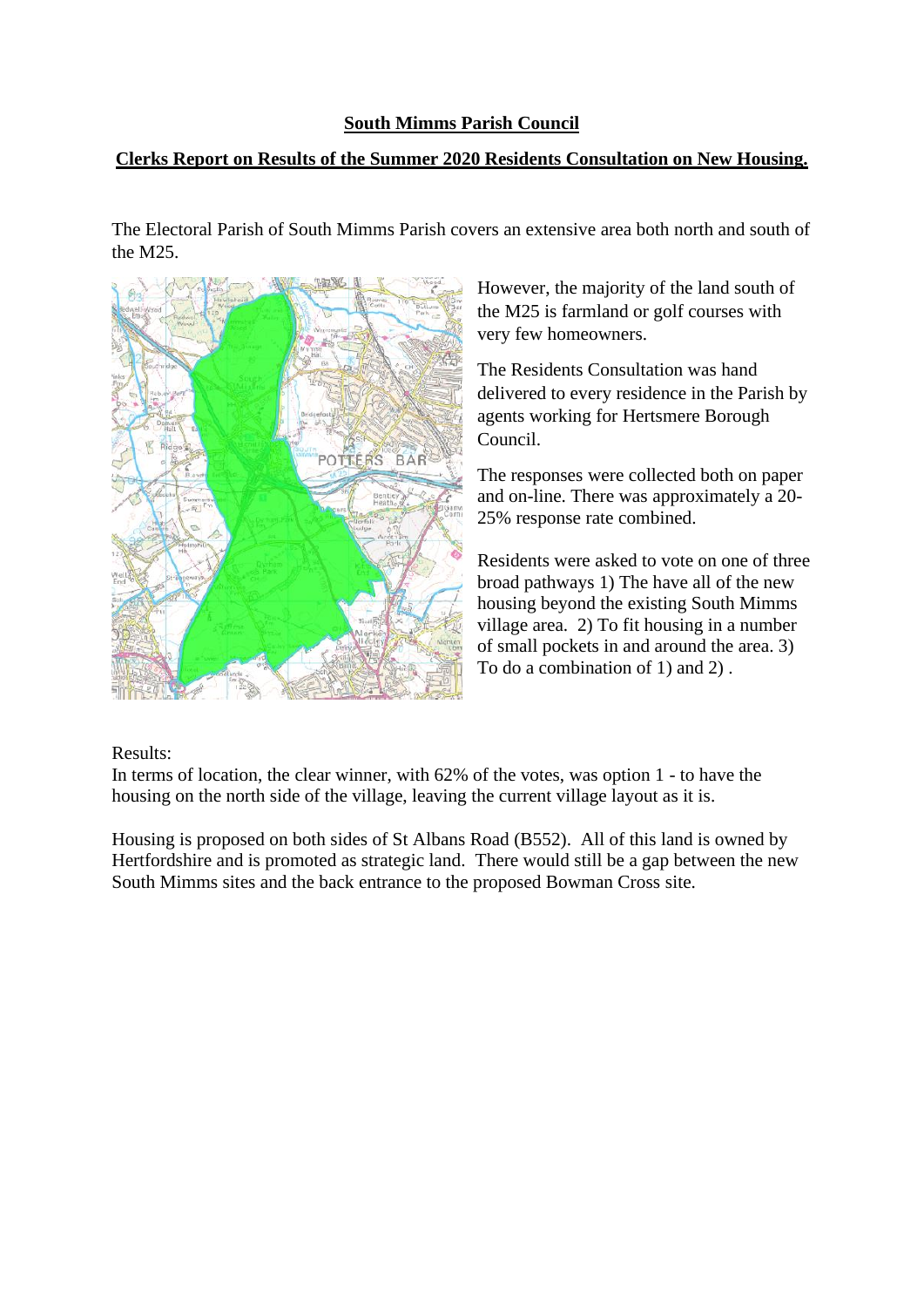**South Mimms Parish Council**

**Clerks Report on Results of the Summer 2020 Residents Consultation on New Housing.**

The Electoral Parish of South Mimms Parish covers an extensive area both north and south of the M25.

However, the majority of the land south of the M25 is farmland or golf courses with very few homeowners.

The Residents Consultation was hand delivered to every residence in the Parish by agents working for Hertsmere Borough Council.

The responses were collected both on paper and on-line. There was approximately a 20-25% response rate combined.

Residents were asked to vote on one of three broad pathways 1) The have all of the new housing beyond the existing South Mimms village area. 2) To fit housing in a number of small pockets in and around the area. 3) To do a combination of 1) and 2) .

Results:
In terms of location, the clear winner, with 62% of the votes, was option 1 - to have the housing on the north side of the village, leaving the current village layout as it is.

Housing is proposed on both sides of St Albans Road (B552). All of this land is owned by Hertfordshire and is promoted as strategic land. There would still be a gap between the new South Mimms sites and the back entrance to the proposed Bowman Cross site.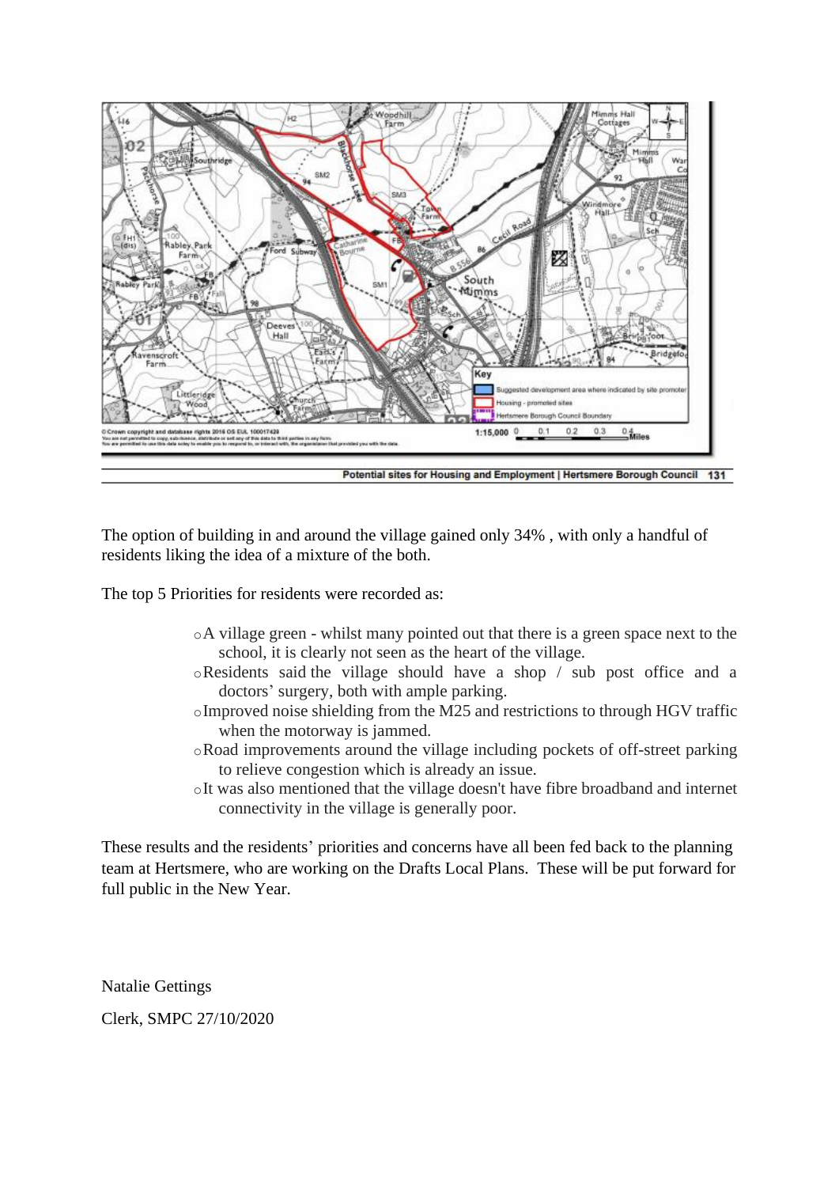The option of building in and around the village gained only 34% , with only a handful of residents liking the idea of a mixture of the both.

The top 5 Priorities for residents were recorded as:

- A village green - whilst many pointed out that there is a green space next to the school, it is clearly not seen as the heart of the village.
- Residents said the village should have a shop / sub post office and a doctors' surgery, both with ample parking.
- Improved noise shielding from the M25 and restrictions to through HGV traffic when the motorway is jammed.
- Road improvements around the village including pockets of off-street parking to relieve congestion which is already an issue.
- It was also mentioned that the village doesn't have fibre broadband and internet connectivity in the village is generally poor.

These results and the residents' priorities and concerns have all been fed back to the planning team at Hertsmere, who are working on the Drafts Local Plans. These will be put forward for full public in the New Year.

Natalie Gettings

Clerk, SMPC 27/10/2020